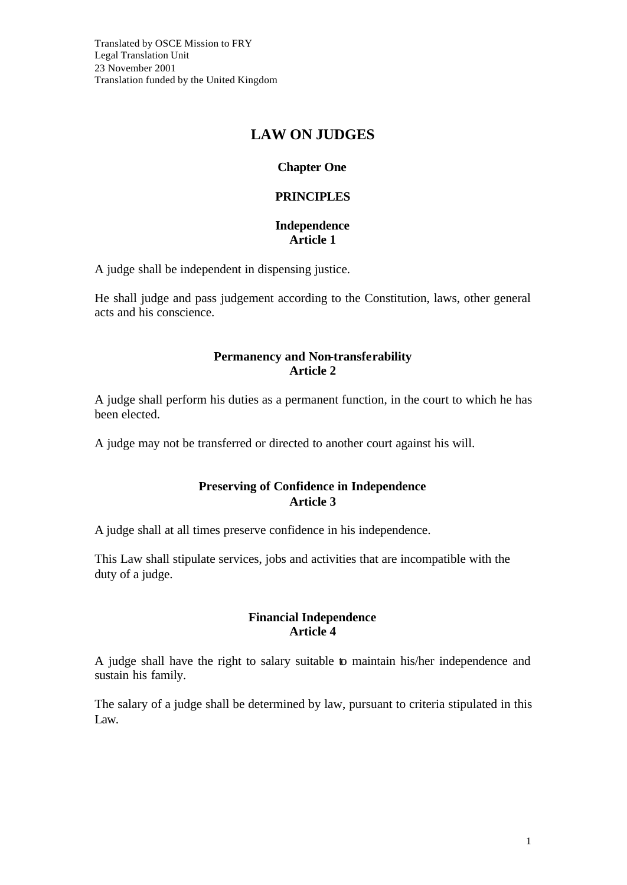Translated by OSCE Mission to FRY
Legal Translation Unit
23 November 2001
Translation funded by the United Kingdom

# LAW ON JUDGES

## Chapter One

## PRINCIPLES

### Independence
### Article 1

A judge shall be independent in dispensing justice.

He shall judge and pass judgement according to the Constitution, laws, other general acts and his conscience.

### Permanency and Non-transferability
### Article 2

A judge shall perform his duties as a permanent function, in the court to which he has been elected.

A judge may not be transferred or directed to another court against his will.

### Preserving of Confidence in Independence
### Article 3

A judge shall at all times preserve confidence in his independence.

This Law shall stipulate services, jobs and activities that are incompatible with the duty of a judge.

### Financial Independence
### Article 4

A judge shall have the right to salary suitable to maintain his/her independence and sustain his family.

The salary of a judge shall be determined by law, pursuant to criteria stipulated in this Law.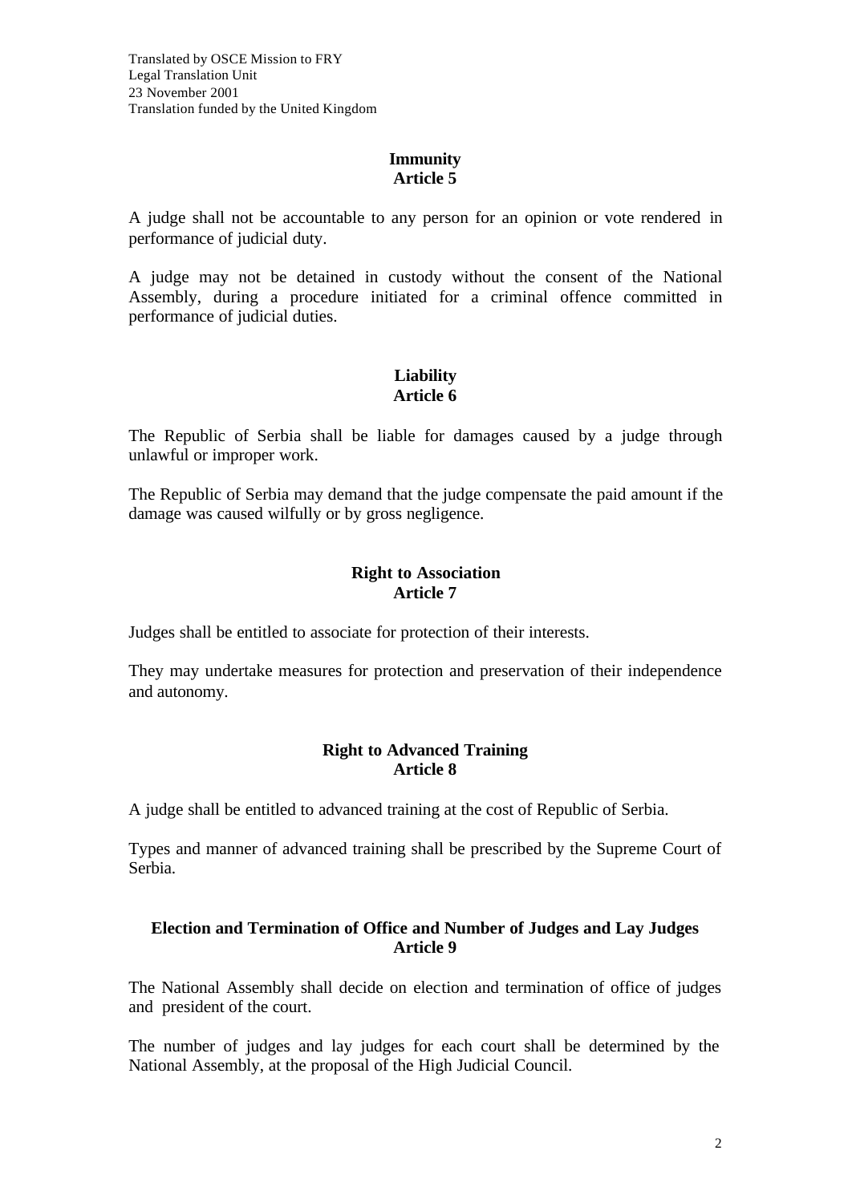**Immunity**
**Article 5**

A judge shall not be accountable to any person for an opinion or vote rendered in performance of judicial duty.

A judge may not be detained in custody without the consent of the National Assembly, during a procedure initiated for a criminal offence committed in performance of judicial duties.

**Liability**
**Article 6**

The Republic of Serbia shall be liable for damages caused by a judge through unlawful or improper work.

The Republic of Serbia may demand that the judge compensate the paid amount if the damage was caused wilfully or by gross negligence.

**Right to Association**
**Article 7**

Judges shall be entitled to associate for protection of their interests.

They may undertake measures for protection and preservation of their independence and autonomy.

**Right to Advanced Training**
**Article 8**

A judge shall be entitled to advanced training at the cost of Republic of Serbia.

Types and manner of advanced training shall be prescribed by the Supreme Court of Serbia.

**Election and Termination of Office and Number of Judges and Lay Judges**
**Article 9**

The National Assembly shall decide on election and termination of office of judges and president of the court.

The number of judges and lay judges for each court shall be determined by the National Assembly, at the proposal of the High Judicial Council.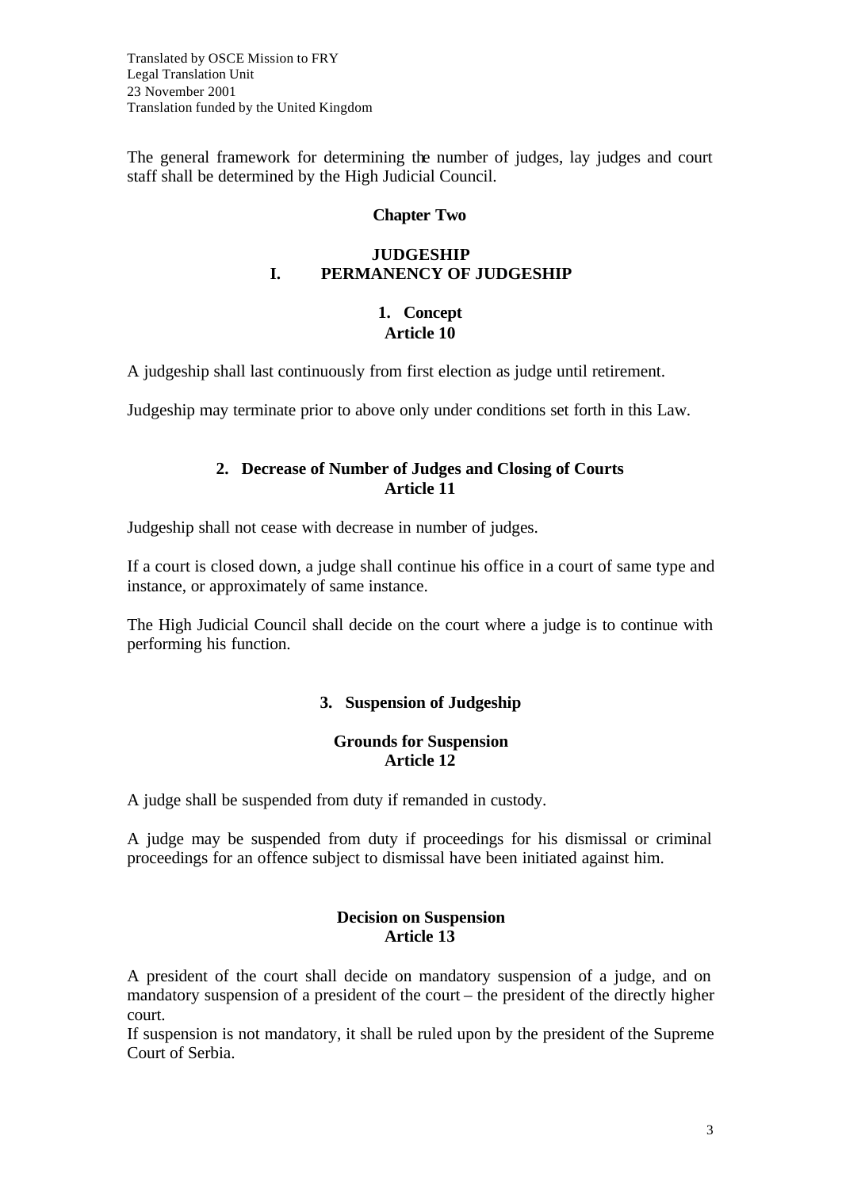The general framework for determining the number of judges, lay judges and court staff shall be determined by the High Judicial Council.

## Chapter Two

## JUDGESHIP

## I. PERMANENCY OF JUDGESHIP

### 1. Concept

#### Article 10

A judgeship shall last continuously from first election as judge until retirement.

Judgeship may terminate prior to above only under conditions set forth in this Law.

### 2. Decrease of Number of Judges and Closing of Courts

#### Article 11

Judgeship shall not cease with decrease in number of judges.

If a court is closed down, a judge shall continue his office in a court of same type and instance, or approximately of same instance.

The High Judicial Council shall decide on the court where a judge is to continue with performing his function.

### 3. Suspension of Judgeship

#### Grounds for Suspension

#### Article 12

A judge shall be suspended from duty if remanded in custody.

A judge may be suspended from duty if proceedings for his dismissal or criminal proceedings for an offence subject to dismissal have been initiated against him.

#### Decision on Suspension

#### Article 13

A president of the court shall decide on mandatory suspension of a judge, and on mandatory suspension of a president of the court – the president of the directly higher court.

If suspension is not mandatory, it shall be ruled upon by the president of the Supreme Court of Serbia.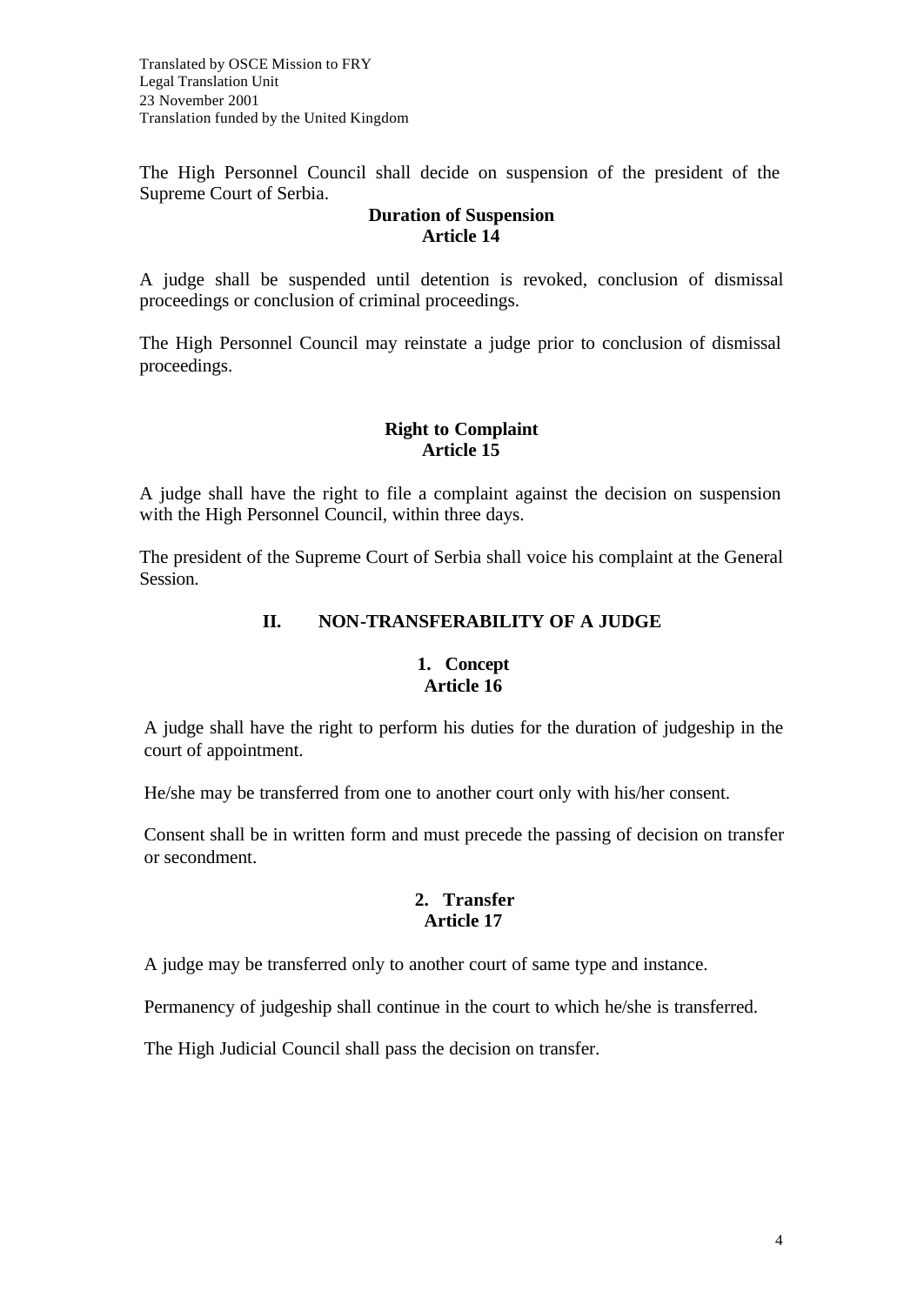The High Personnel Council shall decide on suspension of the president of the Supreme Court of Serbia.

**Duration of Suspension**
**Article 14**

A judge shall be suspended until detention is revoked, conclusion of dismissal proceedings or conclusion of criminal proceedings.

The High Personnel Council may reinstate a judge prior to conclusion of dismissal proceedings.

**Right to Complaint**
**Article 15**

A judge shall have the right to file a complaint against the decision on suspension with the High Personnel Council, within three days.

The president of the Supreme Court of Serbia shall voice his complaint at the General Session.

## II. NON-TRANSFERABILITY OF A JUDGE

**1. Concept**
**Article 16**

A judge shall have the right to perform his duties for the duration of judgeship in the court of appointment.

He/she may be transferred from one to another court only with his/her consent.

Consent shall be in written form and must precede the passing of decision on transfer or secondment.

**2. Transfer**
**Article 17**

A judge may be transferred only to another court of same type and instance.

Permanency of judgeship shall continue in the court to which he/she is transferred.

The High Judicial Council shall pass the decision on transfer.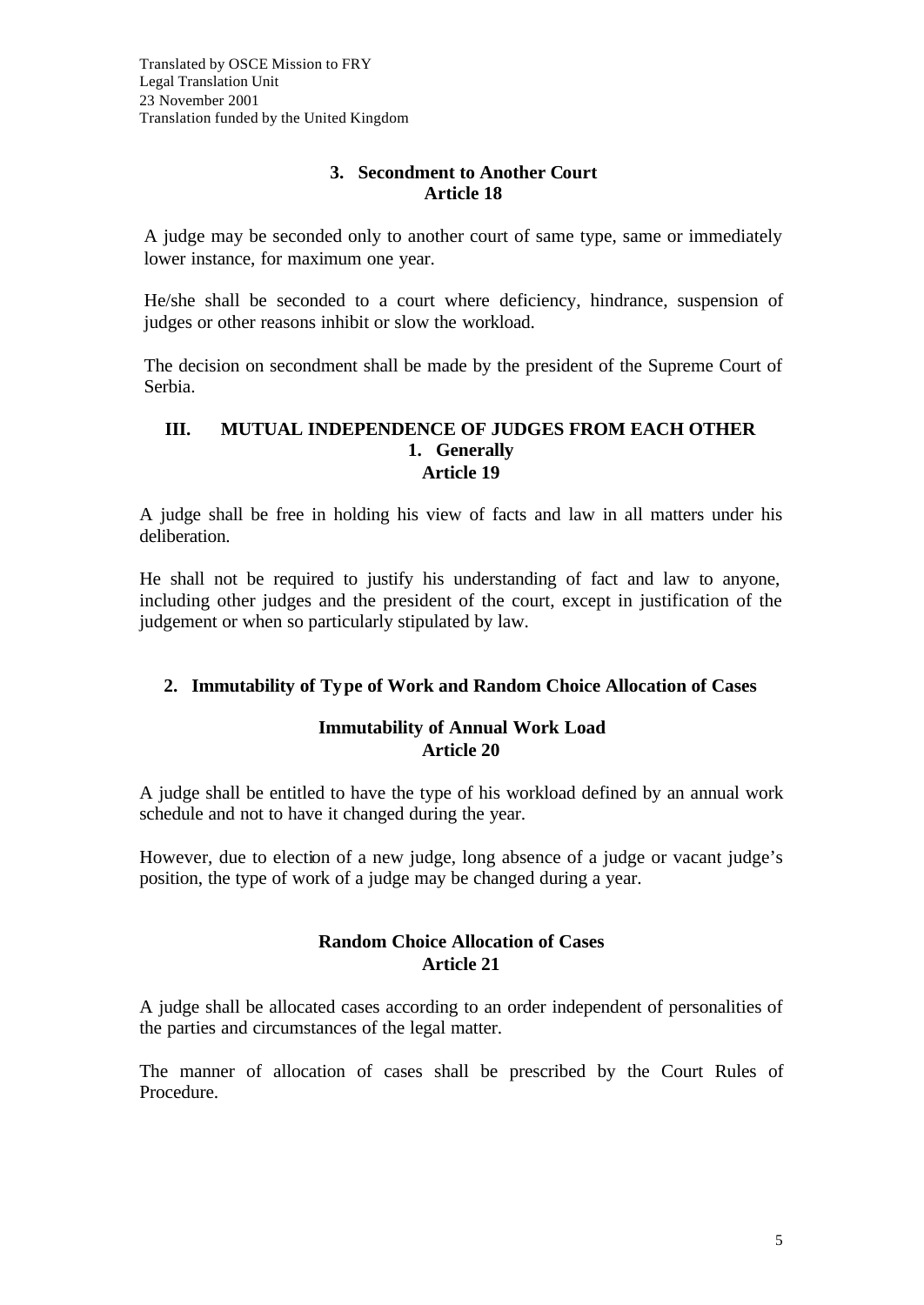### 3. Secondment to Another Court
### Article 18

A judge may be seconded only to another court of same type, same or immediately lower instance, for maximum one year.

He/she shall be seconded to a court where deficiency, hindrance, suspension of judges or other reasons inhibit or slow the workload.

The decision on secondment shall be made by the president of the Supreme Court of Serbia.

## III. MUTUAL INDEPENDENCE OF JUDGES FROM EACH OTHER

### 1. Generally
### Article 19

A judge shall be free in holding his view of facts and law in all matters under his deliberation.

He shall not be required to justify his understanding of fact and law to anyone, including other judges and the president of the court, except in justification of the judgement or when so particularly stipulated by law.

### 2. Immutability of Type of Work and Random Choice Allocation of Cases

### Immutability of Annual Work Load
### Article 20

A judge shall be entitled to have the type of his workload defined by an annual work schedule and not to have it changed during the year.

However, due to election of a new judge, long absence of a judge or vacant judge's position, the type of work of a judge may be changed during a year.

### Random Choice Allocation of Cases
### Article 21

A judge shall be allocated cases according to an order independent of personalities of the parties and circumstances of the legal matter.

The manner of allocation of cases shall be prescribed by the Court Rules of Procedure.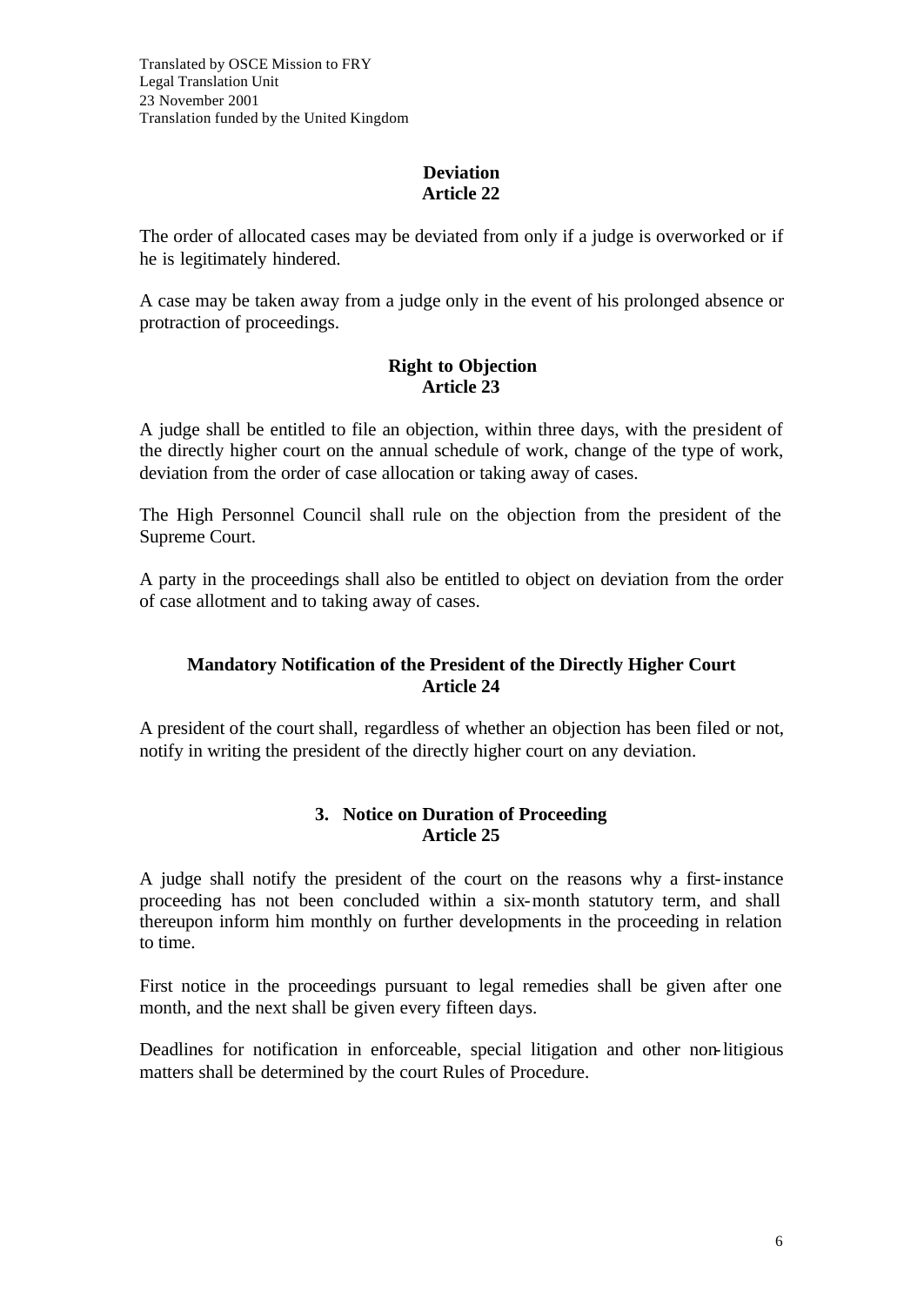### Deviation
### Article 22

The order of allocated cases may be deviated from only if a judge is overworked or if he is legitimately hindered.

A case may be taken away from a judge only in the event of his prolonged absence or protraction of proceedings.

### Right to Objection
### Article 23

A judge shall be entitled to file an objection, within three days, with the president of the directly higher court on the annual schedule of work, change of the type of work, deviation from the order of case allocation or taking away of cases.

The High Personnel Council shall rule on the objection from the president of the Supreme Court.

A party in the proceedings shall also be entitled to object on deviation from the order of case allotment and to taking away of cases.

### Mandatory Notification of the President of the Directly Higher Court
### Article 24

A president of the court shall, regardless of whether an objection has been filed or not, notify in writing the president of the directly higher court on any deviation.

## 3. Notice on Duration of Proceeding
### Article 25

A judge shall notify the president of the court on the reasons why a first-instance proceeding has not been concluded within a six-month statutory term, and shall thereupon inform him monthly on further developments in the proceeding in relation to time.

First notice in the proceedings pursuant to legal remedies shall be given after one month, and the next shall be given every fifteen days.

Deadlines for notification in enforceable, special litigation and other non-litigious matters shall be determined by the court Rules of Procedure.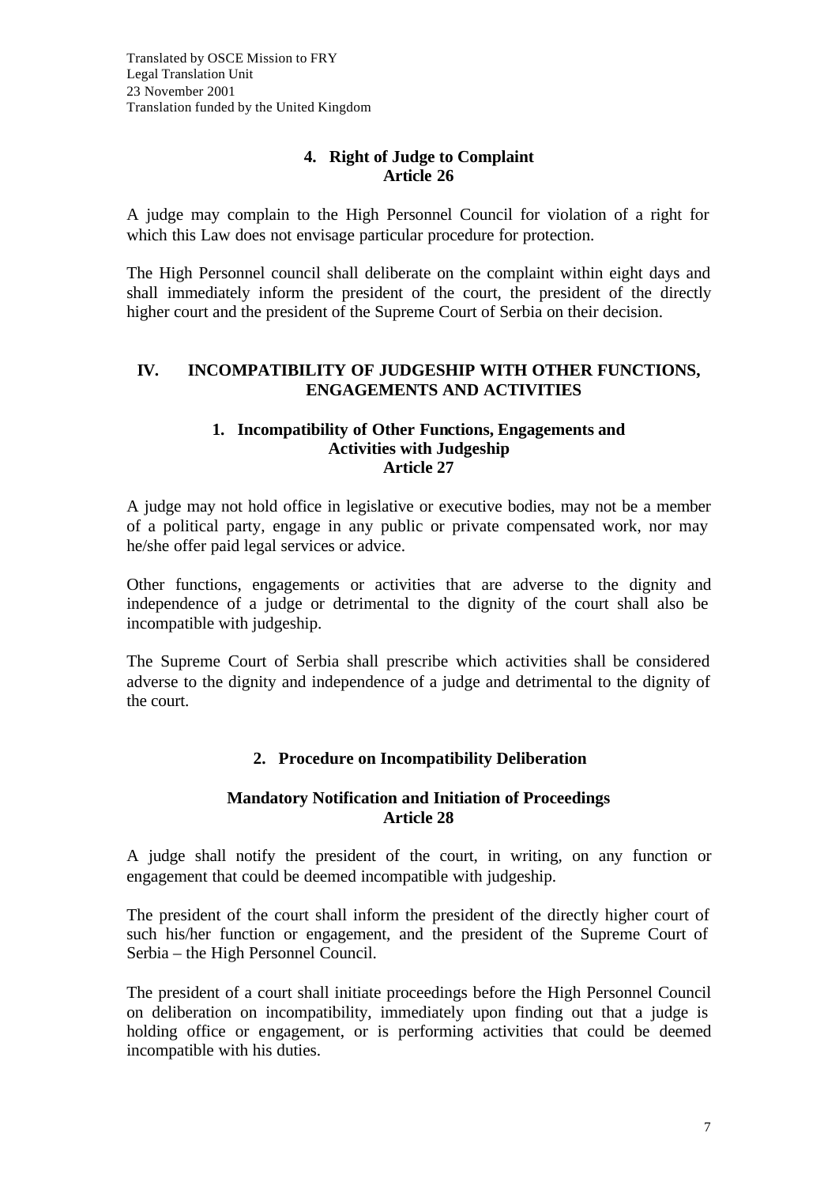Translated by OSCE Mission to FRY
Legal Translation Unit
23 November 2001
Translation funded by the United Kingdom

### 4. Right of Judge to Complaint
### Article 26

A judge may complain to the High Personnel Council for violation of a right for which this Law does not envisage particular procedure for protection.

The High Personnel council shall deliberate on the complaint within eight days and shall immediately inform the president of the court, the president of the directly higher court and the president of the Supreme Court of Serbia on their decision.

## IV. INCOMPATIBILITY OF JUDGESHIP WITH OTHER FUNCTIONS, ENGAGEMENTS AND ACTIVITIES

### 1. Incompatibility of Other Functions, Engagements and Activities with Judgeship
### Article 27

A judge may not hold office in legislative or executive bodies, may not be a member of a political party, engage in any public or private compensated work, nor may he/she offer paid legal services or advice.

Other functions, engagements or activities that are adverse to the dignity and independence of a judge or detrimental to the dignity of the court shall also be incompatible with judgeship.

The Supreme Court of Serbia shall prescribe which activities shall be considered adverse to the dignity and independence of a judge and detrimental to the dignity of the court.

### 2. Procedure on Incompatibility Deliberation

### Mandatory Notification and Initiation of Proceedings
### Article 28

A judge shall notify the president of the court, in writing, on any function or engagement that could be deemed incompatible with judgeship.

The president of the court shall inform the president of the directly higher court of such his/her function or engagement, and the president of the Supreme Court of Serbia – the High Personnel Council.

The president of a court shall initiate proceedings before the High Personnel Council on deliberation on incompatibility, immediately upon finding out that a judge is holding office or engagement, or is performing activities that could be deemed incompatible with his duties.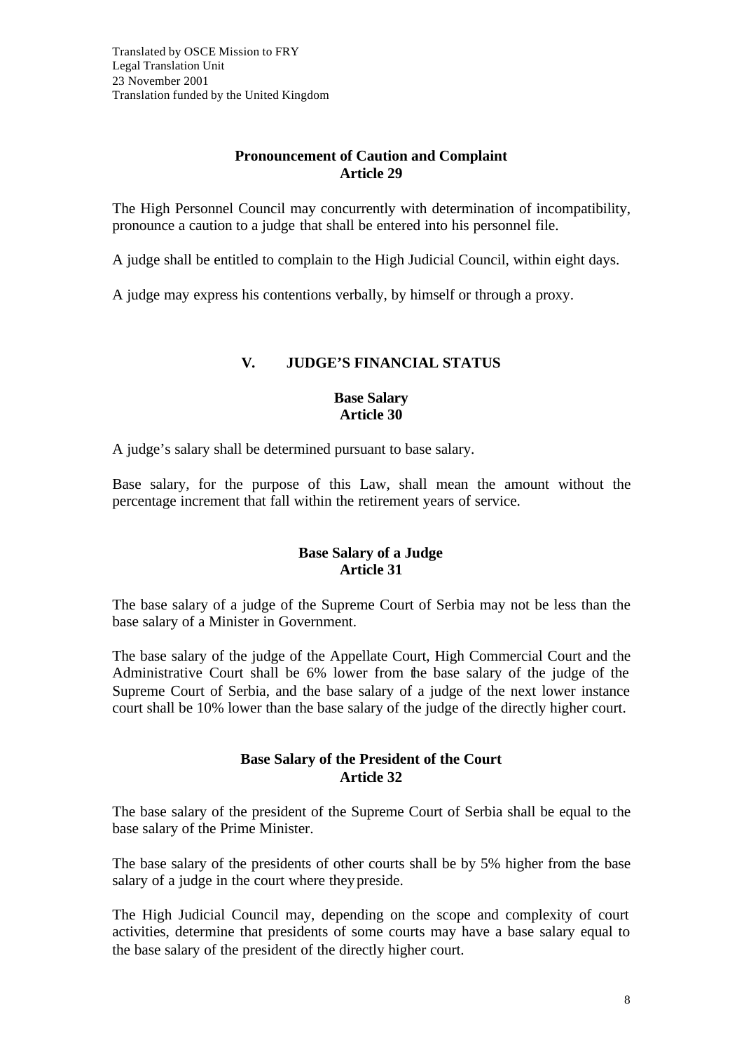Translated by OSCE Mission to FRY
Legal Translation Unit
23 November 2001
Translation funded by the United Kingdom

### Pronouncement of Caution and Complaint
### Article 29

The High Personnel Council may concurrently with determination of incompatibility, pronounce a caution to a judge that shall be entered into his personnel file.

A judge shall be entitled to complain to the High Judicial Council, within eight days.

A judge may express his contentions verbally, by himself or through a proxy.

## V. JUDGE'S FINANCIAL STATUS

### Base Salary
### Article 30

A judge's salary shall be determined pursuant to base salary.

Base salary, for the purpose of this Law, shall mean the amount without the percentage increment that fall within the retirement years of service.

### Base Salary of a Judge
### Article 31

The base salary of a judge of the Supreme Court of Serbia may not be less than the base salary of a Minister in Government.

The base salary of the judge of the Appellate Court, High Commercial Court and the Administrative Court shall be 6% lower from the base salary of the judge of the Supreme Court of Serbia, and the base salary of a judge of the next lower instance court shall be 10% lower than the base salary of the judge of the directly higher court.

### Base Salary of the President of the Court
### Article 32

The base salary of the president of the Supreme Court of Serbia shall be equal to the base salary of the Prime Minister.

The base salary of the presidents of other courts shall be by 5% higher from the base salary of a judge in the court where they preside.

The High Judicial Council may, depending on the scope and complexity of court activities, determine that presidents of some courts may have a base salary equal to the base salary of the president of the directly higher court.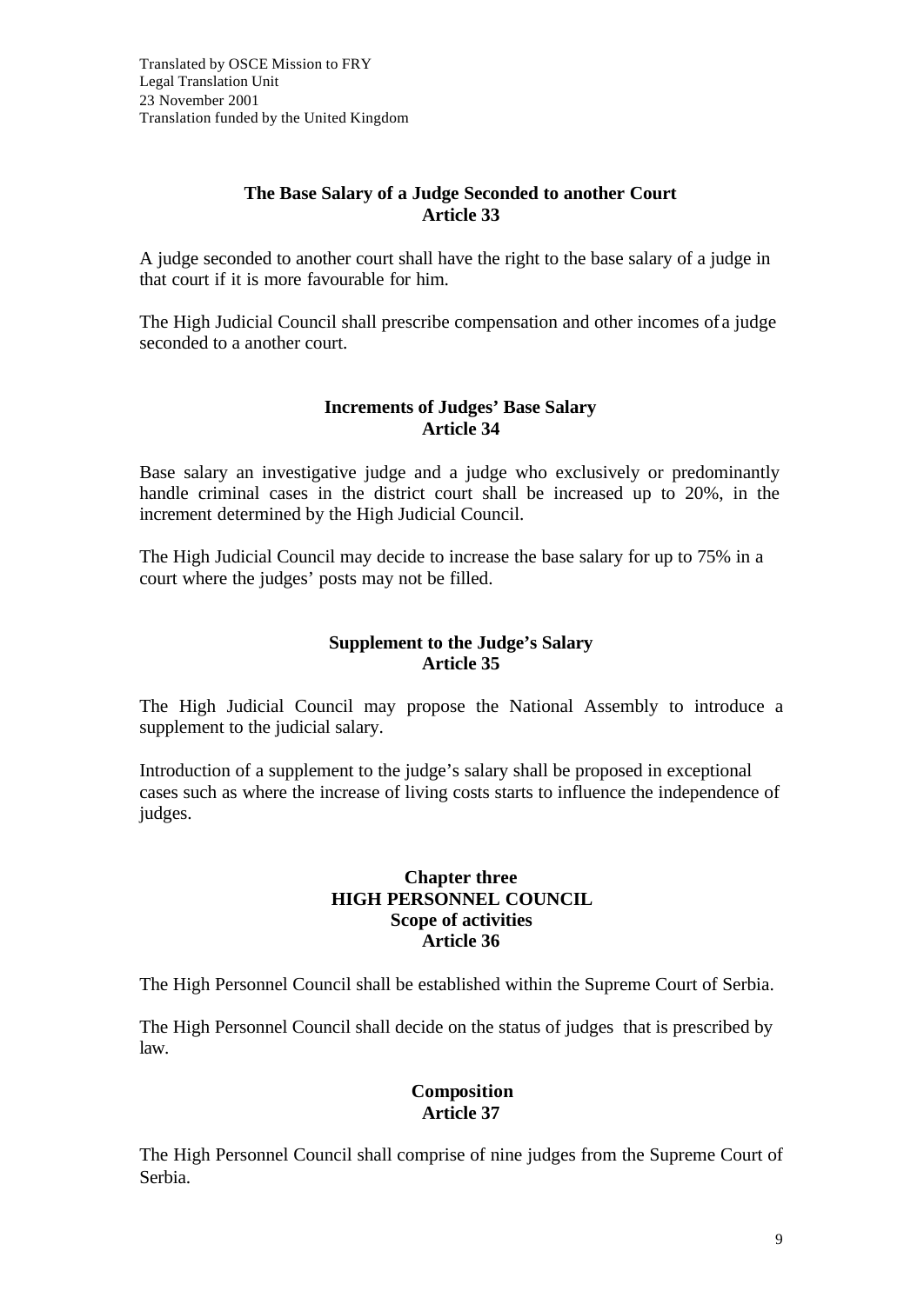Translated by OSCE Mission to FRY
Legal Translation Unit
23 November 2001
Translation funded by the United Kingdom

### The Base Salary of a Judge Seconded to another Court
### Article 33

A judge seconded to another court shall have the right to the base salary of a judge in that court if it is more favourable for him.

The High Judicial Council shall prescribe compensation and other incomes of a judge seconded to a another court.

### Increments of Judges' Base Salary
### Article 34

Base salary an investigative judge and a judge who exclusively or predominantly handle criminal cases in the district court shall be increased up to 20%, in the increment determined by the High Judicial Council.

The High Judicial Council may decide to increase the base salary for up to 75% in a court where the judges' posts may not be filled.

### Supplement to the Judge's Salary
### Article 35

The High Judicial Council may propose the National Assembly to introduce a supplement to the judicial salary.

Introduction of a supplement to the judge's salary shall be proposed in exceptional cases such as where the increase of living costs starts to influence the independence of judges.

## Chapter three
## HIGH PERSONNEL COUNCIL
### Scope of activities
### Article 36

The High Personnel Council shall be established within the Supreme Court of Serbia.

The High Personnel Council shall decide on the status of judges that is prescribed by law.

### Composition
### Article 37

The High Personnel Council shall comprise of nine judges from the Supreme Court of Serbia.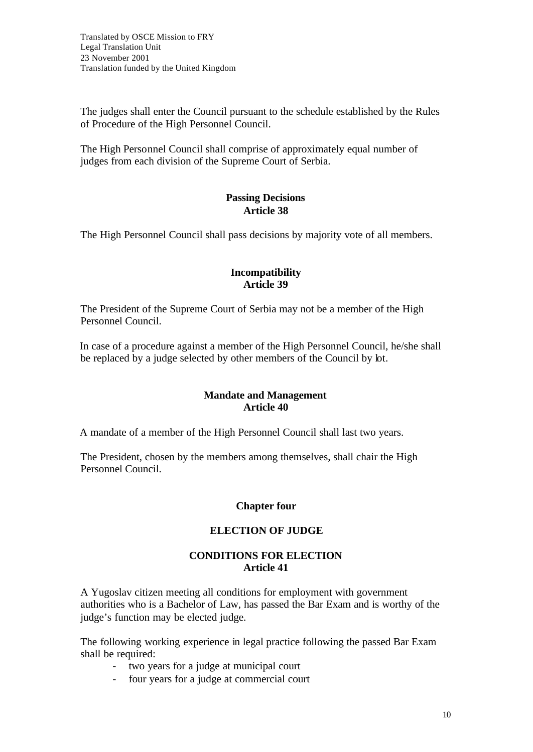The judges shall enter the Council pursuant to the schedule established by the Rules of Procedure of the High Personnel Council.

The High Personnel Council shall comprise of approximately equal number of judges from each division of the Supreme Court of Serbia.

**Passing Decisions**
**Article 38**

The High Personnel Council shall pass decisions by majority vote of all members.

**Incompatibility**
**Article 39**

The President of the Supreme Court of Serbia may not be a member of the High Personnel Council.

In case of a procedure against a member of the High Personnel Council, he/she shall be replaced by a judge selected by other members of the Council by lot.

**Mandate and Management**
**Article 40**

A mandate of a member of the High Personnel Council shall last two years.

The President, chosen by the members among themselves, shall chair the High Personnel Council.

## Chapter four

## ELECTION OF JUDGE

**CONDITIONS FOR ELECTION**
**Article 41**

A Yugoslav citizen meeting all conditions for employment with government authorities who is a Bachelor of Law, has passed the Bar Exam and is worthy of the judge's function may be elected judge.

The following working experience in legal practice following the passed Bar Exam shall be required:

- two years for a judge at municipal court
- four years for a judge at commercial court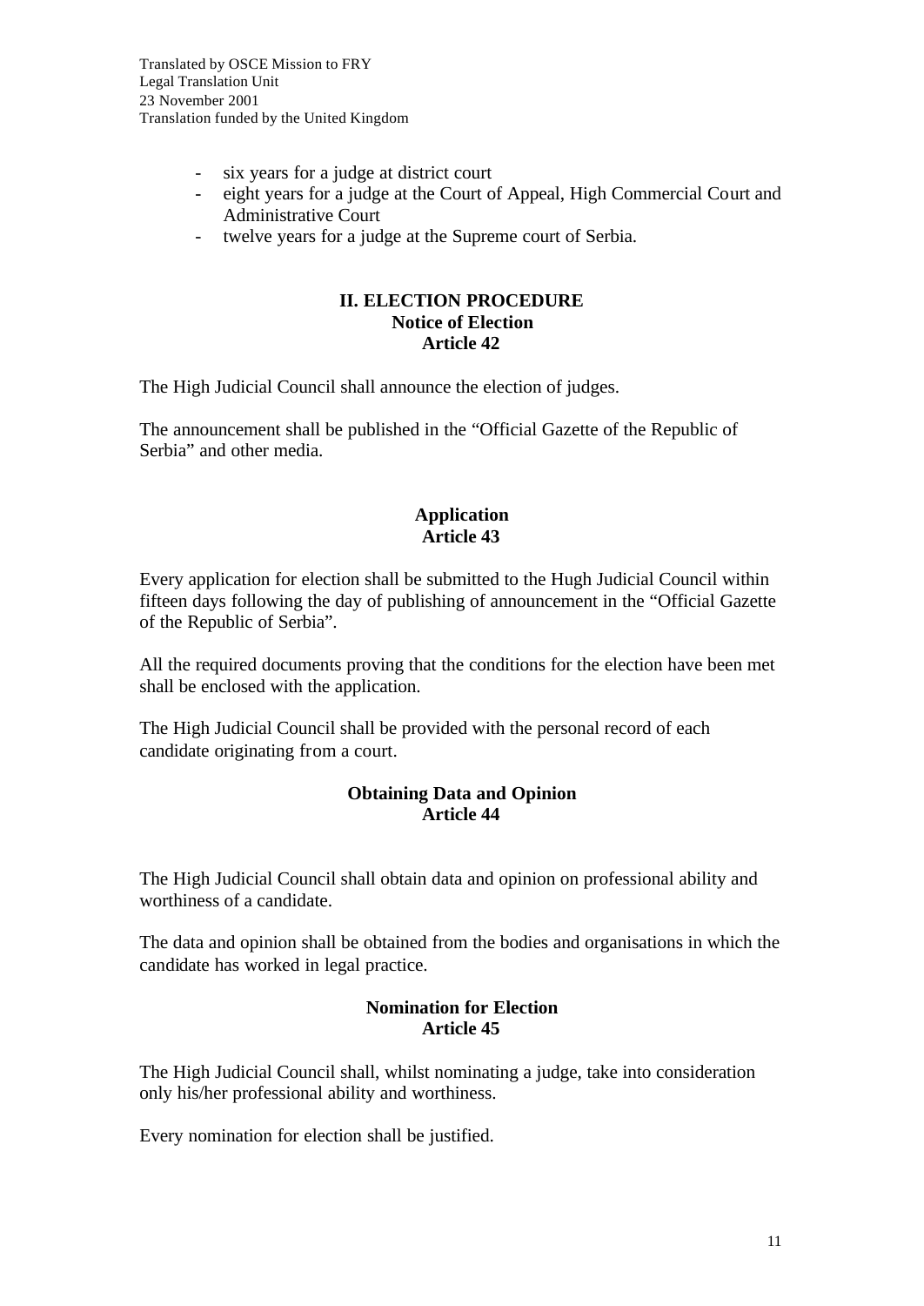- six years for a judge at district court
- eight years for a judge at the Court of Appeal, High Commercial Court and Administrative Court
- twelve years for a judge at the Supreme court of Serbia.

## II. ELECTION PROCEDURE

### Notice of Election

### Article 42

The High Judicial Council shall announce the election of judges.

The announcement shall be published in the "Official Gazette of the Republic of Serbia" and other media.

### Application

### Article 43

Every application for election shall be submitted to the Hugh Judicial Council within fifteen days following the day of publishing of announcement in the "Official Gazette of the Republic of Serbia".

All the required documents proving that the conditions for the election have been met shall be enclosed with the application.

The High Judicial Council shall be provided with the personal record of each candidate originating from a court.

### Obtaining Data and Opinion

### Article 44

The High Judicial Council shall obtain data and opinion on professional ability and worthiness of a candidate.

The data and opinion shall be obtained from the bodies and organisations in which the candidate has worked in legal practice.

### Nomination for Election

### Article 45

The High Judicial Council shall, whilst nominating a judge, take into consideration only his/her professional ability and worthiness.

Every nomination for election shall be justified.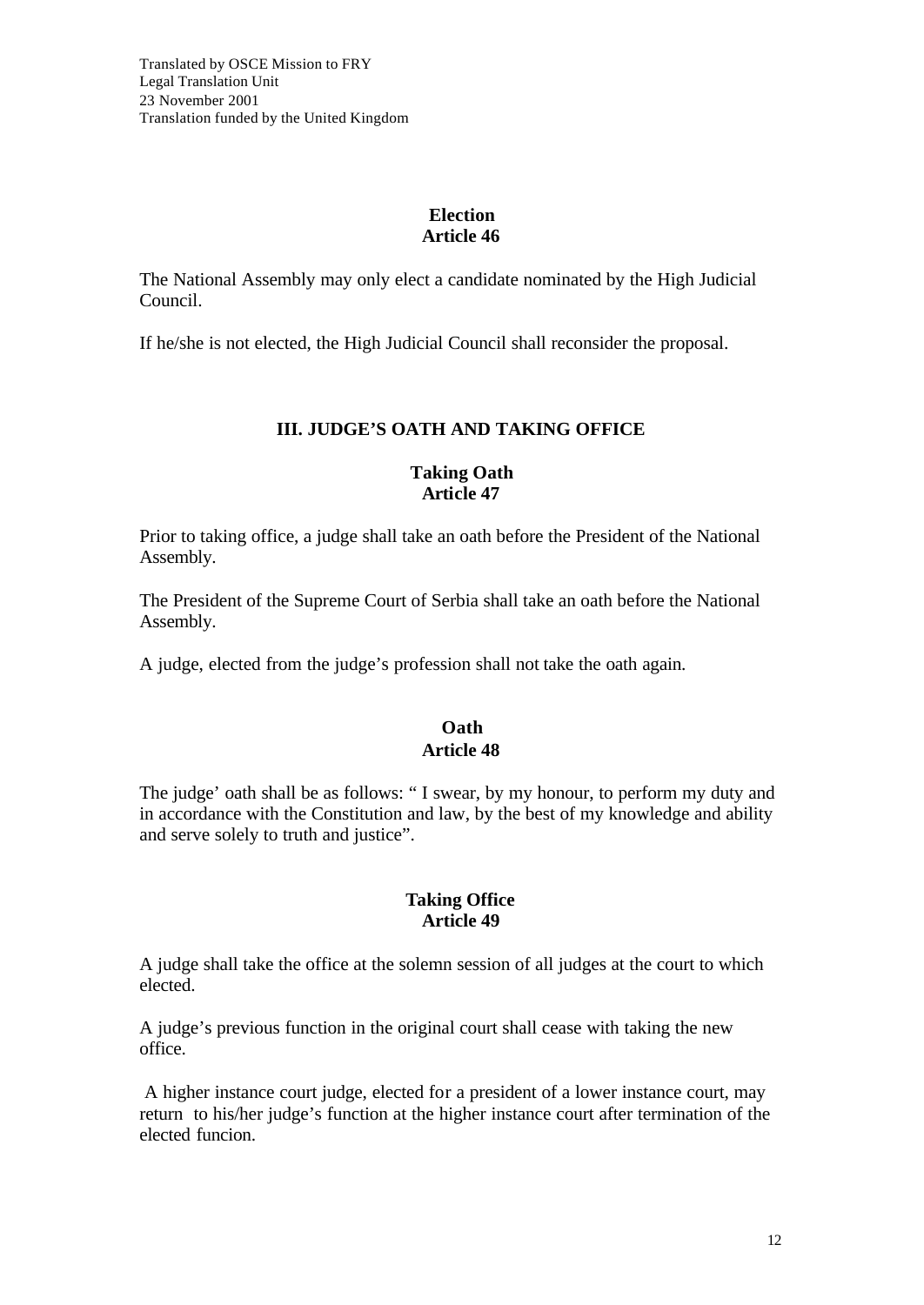**Election**
**Article 46**

The National Assembly may only elect a candidate nominated by the High Judicial Council.

If he/she is not elected, the High Judicial Council shall reconsider the proposal.

## III. JUDGE'S OATH AND TAKING OFFICE

**Taking Oath**
**Article 47**

Prior to taking office, a judge shall take an oath before the President of the National Assembly.

The President of the Supreme Court of Serbia shall take an oath before the National Assembly.

A judge, elected from the judge's profession shall not take the oath again.

**Oath**
**Article 48**

The judge' oath shall be as follows: " I swear, by my honour, to perform my duty and in accordance with the Constitution and law, by the best of my knowledge and ability and serve solely to truth and justice".

**Taking Office**
**Article 49**

A judge shall take the office at the solemn session of all judges at the court to which elected.

A judge's previous function in the original court shall cease with taking the new office.

A higher instance court judge, elected for a president of a lower instance court, may return to his/her judge's function at the higher instance court after termination of the elected funcion.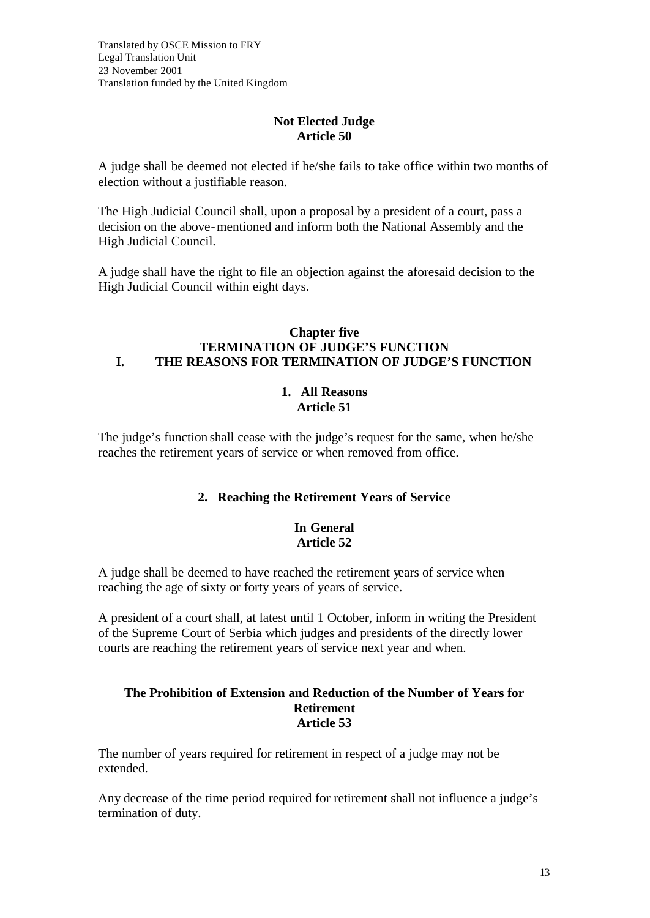### Not Elected Judge
### Article 50

A judge shall be deemed not elected if he/she fails to take office within two months of election without a justifiable reason.

The High Judicial Council shall, upon a proposal by a president of a court, pass a decision on the above-mentioned and inform both the National Assembly and the High Judicial Council.

A judge shall have the right to file an objection against the aforesaid decision to the High Judicial Council within eight days.

## Chapter five
## TERMINATION OF JUDGE'S FUNCTION
## I. THE REASONS FOR TERMINATION OF JUDGE'S FUNCTION

### 1. All Reasons
### Article 51

The judge's function shall cease with the judge's request for the same, when he/she reaches the retirement years of service or when removed from office.

### 2. Reaching the Retirement Years of Service

### In General
### Article 52

A judge shall be deemed to have reached the retirement years of service when reaching the age of sixty or forty years of years of service.

A president of a court shall, at latest until 1 October, inform in writing the President of the Supreme Court of Serbia which judges and presidents of the directly lower courts are reaching the retirement years of service next year and when.

### The Prohibition of Extension and Reduction of the Number of Years for Retirement
### Article 53

The number of years required for retirement in respect of a judge may not be extended.

Any decrease of the time period required for retirement shall not influence a judge's termination of duty.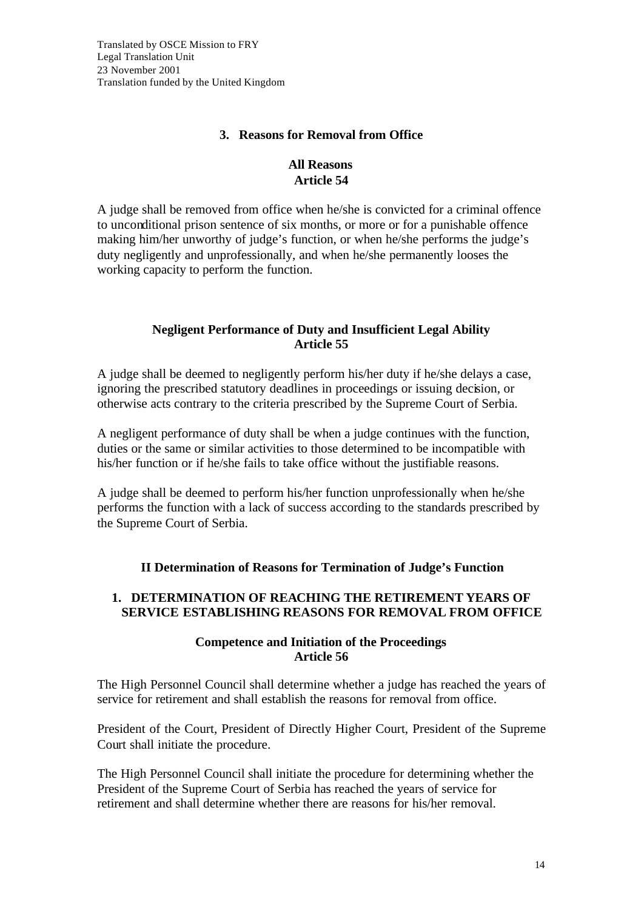### 3. Reasons for Removal from Office

**All Reasons**
**Article 54**

A judge shall be removed from office when he/she is convicted for a criminal offence to unconditional prison sentence of six months, or more or for a punishable offence making him/her unworthy of judge's function, or when he/she performs the judge's duty negligently and unprofessionally, and when he/she permanently looses the working capacity to perform the function.

**Negligent Performance of Duty and Insufficient Legal Ability**
**Article 55**

A judge shall be deemed to negligently perform his/her duty if he/she delays a case, ignoring the prescribed statutory deadlines in proceedings or issuing decision, or otherwise acts contrary to the criteria prescribed by the Supreme Court of Serbia.

A negligent performance of duty shall be when a judge continues with the function, duties or the same or similar activities to those determined to be incompatible with his/her function or if he/she fails to take office without the justifiable reasons.

A judge shall be deemed to perform his/her function unprofessionally when he/she performs the function with a lack of success according to the standards prescribed by the Supreme Court of Serbia.

## II Determination of Reasons for Termination of Judge's Function

### 1. DETERMINATION OF REACHING THE RETIREMENT YEARS OF SERVICE ESTABLISHING REASONS FOR REMOVAL FROM OFFICE

**Competence and Initiation of the Proceedings**
**Article 56**

The High Personnel Council shall determine whether a judge has reached the years of service for retirement and shall establish the reasons for removal from office.

President of the Court, President of Directly Higher Court, President of the Supreme Court shall initiate the procedure.

The High Personnel Council shall initiate the procedure for determining whether the President of the Supreme Court of Serbia has reached the years of service for retirement and shall determine whether there are reasons for his/her removal.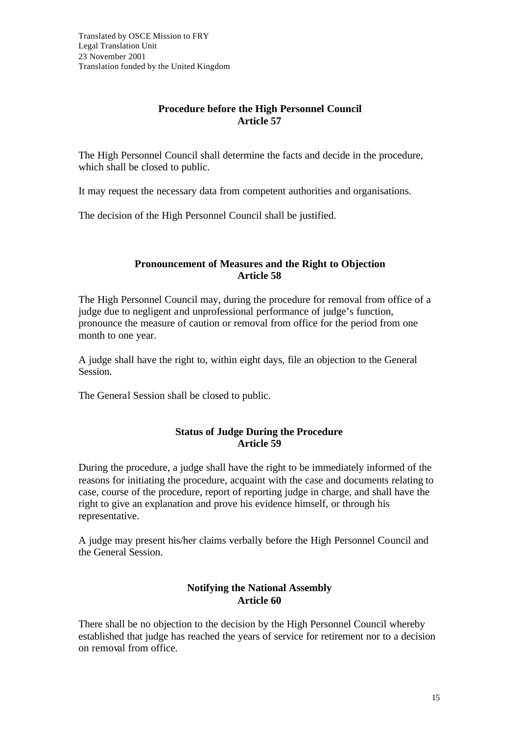Translated by OSCE Mission to FRY
Legal Translation Unit
23 November 2001
Translation funded by the United Kingdom

**Procedure before the High Personnel Council**
**Article 57**

The High Personnel Council shall determine the facts and decide in the procedure, which shall be closed to public.

It may request the necessary data from competent authorities and organisations.

The decision of the High Personnel Council shall be justified.

**Pronouncement of Measures and the Right to Objection**
**Article 58**

The High Personnel Council may, during the procedure for removal from office of a judge due to negligent and unprofessional performance of judge's function, pronounce the measure of caution or removal from office for the period from one month to one year.

A judge shall have the right to, within eight days, file an objection to the General Session.

The General Session shall be closed to public.

**Status of Judge During the Procedure**
**Article 59**

During the procedure, a judge shall have the right to be immediately informed of the reasons for initiating the procedure, acquaint with the case and documents relating to case, course of the procedure, report of reporting judge in charge, and shall have the right to give an explanation and prove his evidence himself, or through his representative.

A judge may present his/her claims verbally before the High Personnel Council and the General Session.

**Notifying the National Assembly**
**Article 60**

There shall be no objection to the decision by the High Personnel Council whereby established that judge has reached the years of service for retirement nor to a decision on removal from office.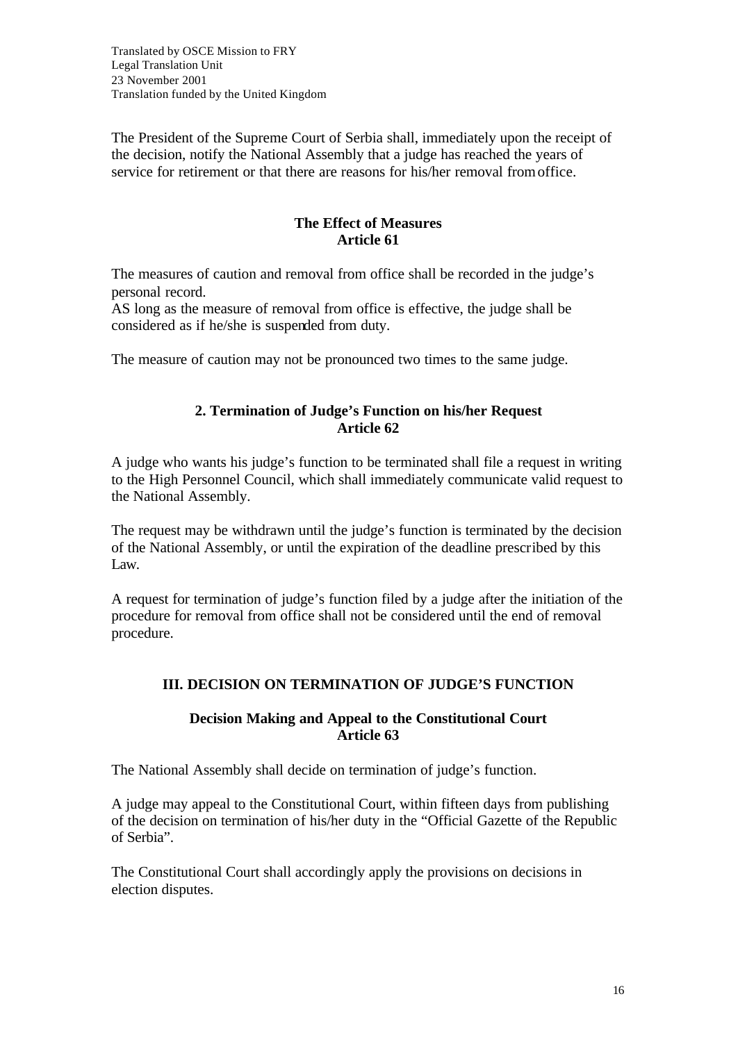The President of the Supreme Court of Serbia shall, immediately upon the receipt of the decision, notify the National Assembly that a judge has reached the years of service for retirement or that there are reasons for his/her removal from office.

**The Effect of Measures**
**Article 61**

The measures of caution and removal from office shall be recorded in the judge's personal record.
AS long as the measure of removal from office is effective, the judge shall be considered as if he/she is suspended from duty.

The measure of caution may not be pronounced two times to the same judge.

### 2. Termination of Judge's Function on his/her Request
**Article 62**

A judge who wants his judge's function to be terminated shall file a request in writing to the High Personnel Council, which shall immediately communicate valid request to the National Assembly.

The request may be withdrawn until the judge's function is terminated by the decision of the National Assembly, or until the expiration of the deadline prescribed by this Law.

A request for termination of judge's function filed by a judge after the initiation of the procedure for removal from office shall not be considered until the end of removal procedure.

## III. DECISION ON TERMINATION OF JUDGE'S FUNCTION

**Decision Making and Appeal to the Constitutional Court**
**Article 63**

The National Assembly shall decide on termination of judge's function.

A judge may appeal to the Constitutional Court, within fifteen days from publishing of the decision on termination of his/her duty in the "Official Gazette of the Republic of Serbia".

The Constitutional Court shall accordingly apply the provisions on decisions in election disputes.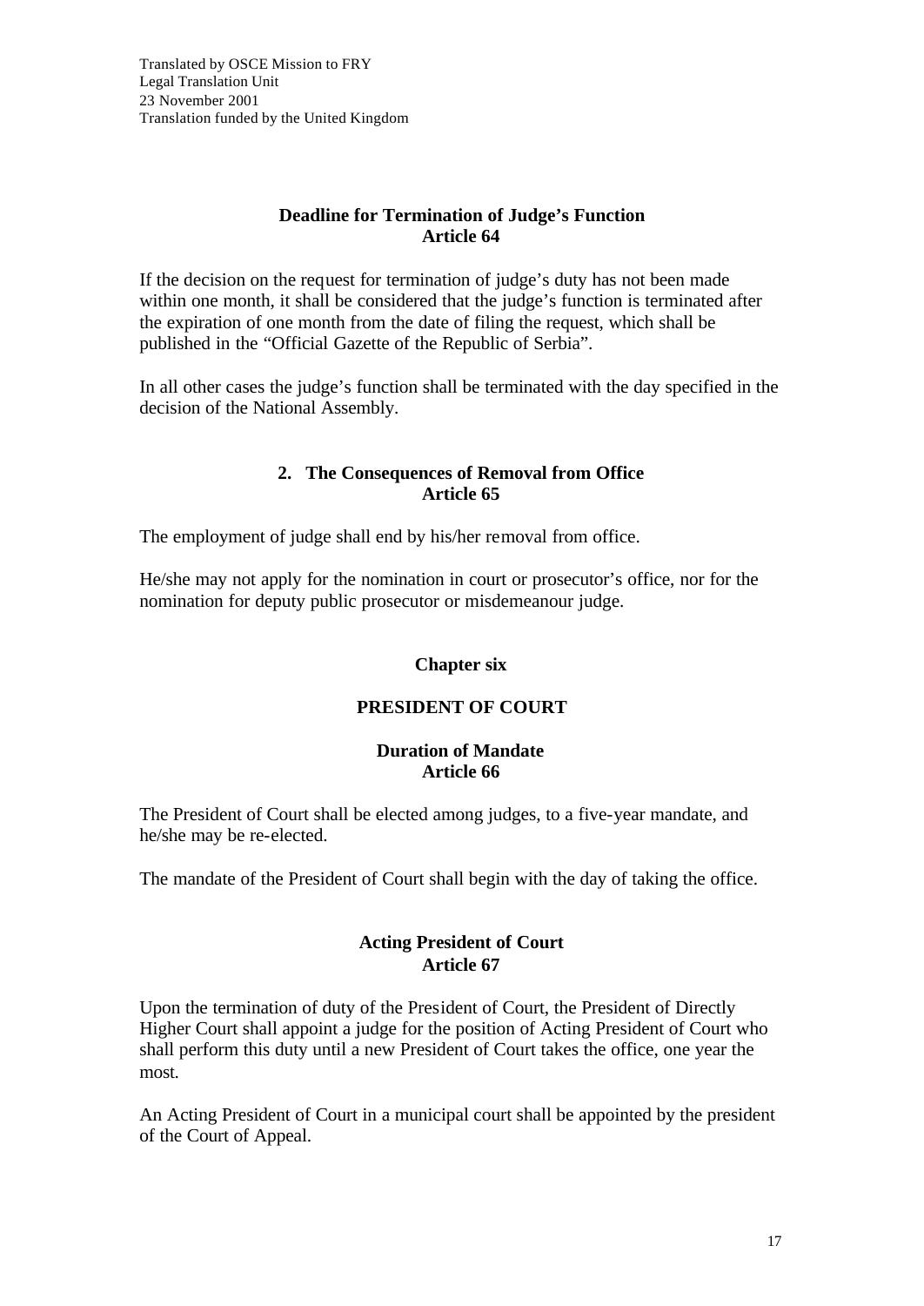Translated by OSCE Mission to FRY
Legal Translation Unit
23 November 2001
Translation funded by the United Kingdom

**Deadline for Termination of Judge's Function**
**Article 64**

If the decision on the request for termination of judge's duty has not been made within one month, it shall be considered that the judge's function is terminated after the expiration of one month from the date of filing the request, which shall be published in the "Official Gazette of the Republic of Serbia".

In all other cases the judge's function shall be terminated with the day specified in the decision of the National Assembly.

### 2. The Consequences of Removal from Office
**Article 65**

The employment of judge shall end by his/her removal from office.

He/she may not apply for the nomination in court or prosecutor's office, nor for the nomination for deputy public prosecutor or misdemeanour judge.

## Chapter six

## PRESIDENT OF COURT

**Duration of Mandate**
**Article 66**

The President of Court shall be elected among judges, to a five-year mandate, and he/she may be re-elected.

The mandate of the President of Court shall begin with the day of taking the office.

**Acting President of Court**
**Article 67**

Upon the termination of duty of the President of Court, the President of Directly Higher Court shall appoint a judge for the position of Acting President of Court who shall perform this duty until a new President of Court takes the office, one year the most.

An Acting President of Court in a municipal court shall be appointed by the president of the Court of Appeal.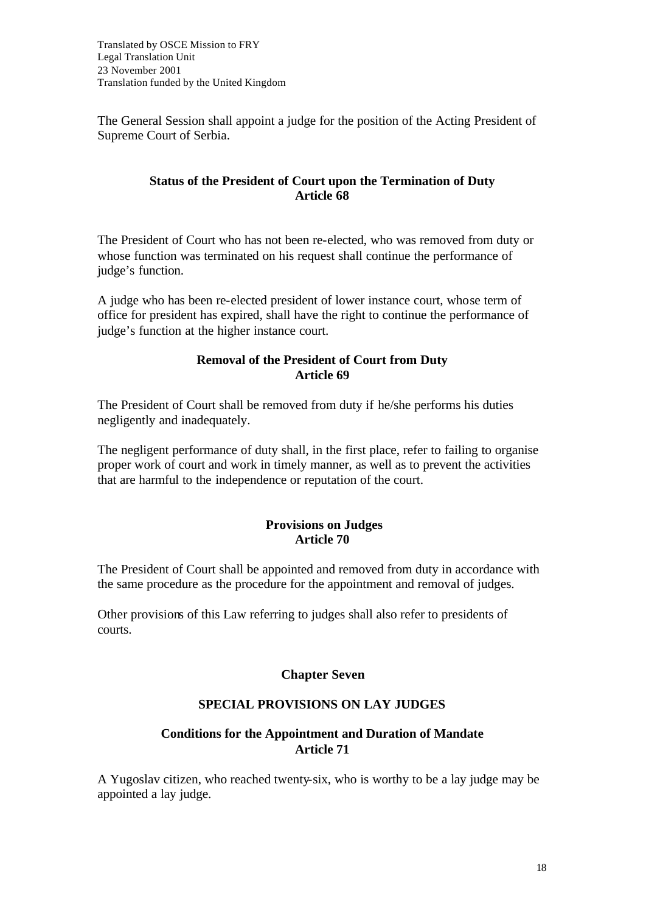The General Session shall appoint a judge for the position of the Acting President of Supreme Court of Serbia.

### Status of the President of Court upon the Termination of Duty
### Article 68

The President of Court who has not been re-elected, who was removed from duty or whose function was terminated on his request shall continue the performance of judge's function.

A judge who has been re-elected president of lower instance court, whose term of office for president has expired, shall have the right to continue the performance of judge's function at the higher instance court.

### Removal of the President of Court from Duty
### Article 69

The President of Court shall be removed from duty if he/she performs his duties negligently and inadequately.

The negligent performance of duty shall, in the first place, refer to failing to organise proper work of court and work in timely manner, as well as to prevent the activities that are harmful to the independence or reputation of the court.

### Provisions on Judges
### Article 70

The President of Court shall be appointed and removed from duty in accordance with the same procedure as the procedure for the appointment and removal of judges.

Other provisions of this Law referring to judges shall also refer to presidents of courts.

## Chapter Seven

## SPECIAL PROVISIONS ON LAY JUDGES

### Conditions for the Appointment and Duration of Mandate
### Article 71

A Yugoslav citizen, who reached twenty-six, who is worthy to be a lay judge may be appointed a lay judge.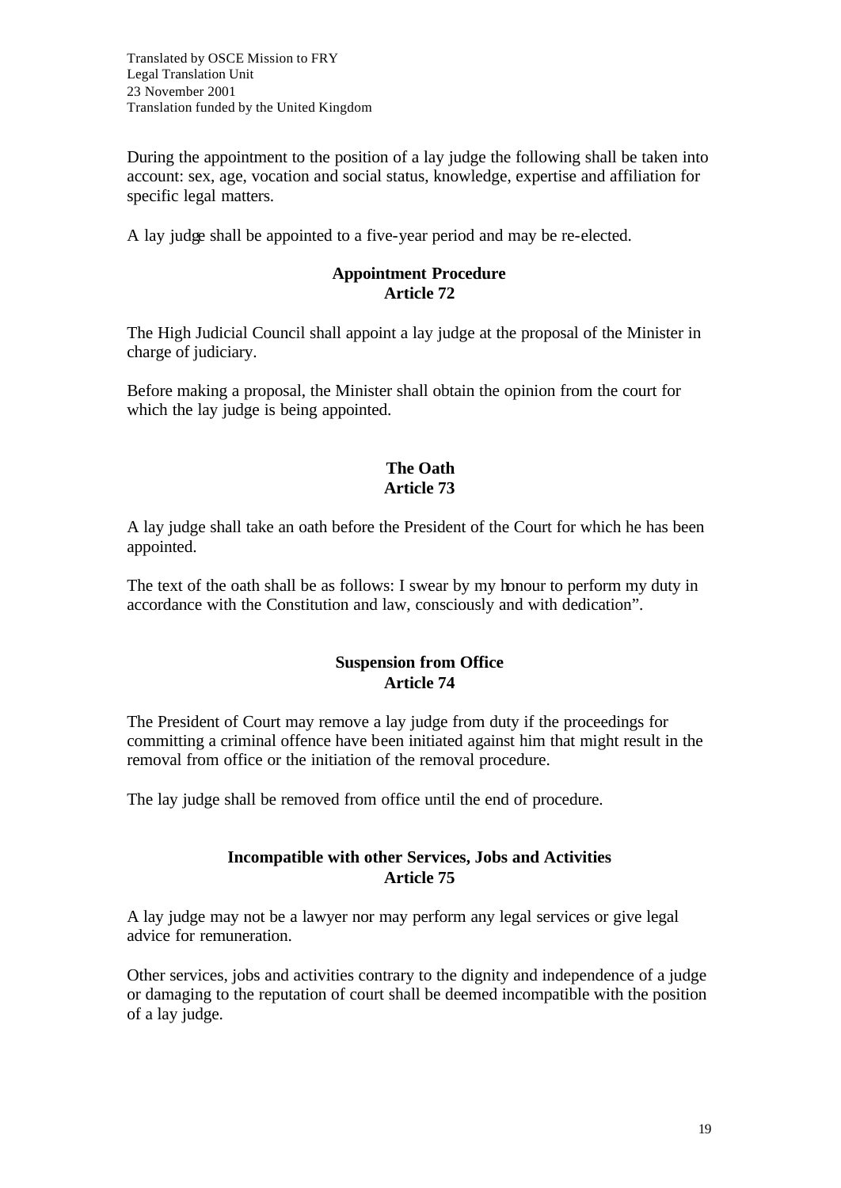During the appointment to the position of a lay judge the following shall be taken into account: sex, age, vocation and social status, knowledge, expertise and affiliation for specific legal matters.

A lay judge shall be appointed to a five-year period and may be re-elected.

**Appointment Procedure**
**Article 72**

The High Judicial Council shall appoint a lay judge at the proposal of the Minister in charge of judiciary.

Before making a proposal, the Minister shall obtain the opinion from the court for which the lay judge is being appointed.

**The Oath**
**Article 73**

A lay judge shall take an oath before the President of the Court for which he has been appointed.

The text of the oath shall be as follows: I swear by my honour to perform my duty in accordance with the Constitution and law, consciously and with dedication".

**Suspension from Office**
**Article 74**

The President of Court may remove a lay judge from duty if the proceedings for committing a criminal offence have been initiated against him that might result in the removal from office or the initiation of the removal procedure.

The lay judge shall be removed from office until the end of procedure.

**Incompatible with other Services, Jobs and Activities**
**Article 75**

A lay judge may not be a lawyer nor may perform any legal services or give legal advice for remuneration.

Other services, jobs and activities contrary to the dignity and independence of a judge or damaging to the reputation of court shall be deemed incompatible with the position of a lay judge.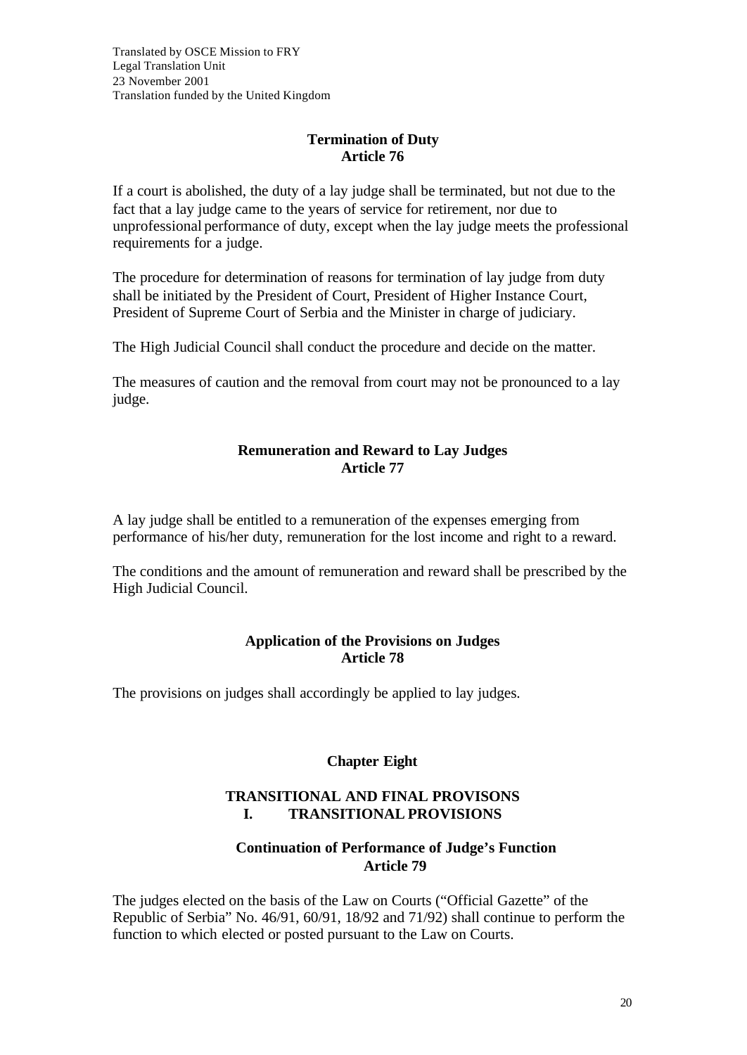Translated by OSCE Mission to FRY
Legal Translation Unit
23 November 2001
Translation funded by the United Kingdom

### Termination of Duty
### Article 76

If a court is abolished, the duty of a lay judge shall be terminated, but not due to the fact that a lay judge came to the years of service for retirement, nor due to unprofessional performance of duty, except when the lay judge meets the professional requirements for a judge.

The procedure for determination of reasons for termination of lay judge from duty shall be initiated by the President of Court, President of Higher Instance Court, President of Supreme Court of Serbia and the Minister in charge of judiciary.

The High Judicial Council shall conduct the procedure and decide on the matter.

The measures of caution and the removal from court may not be pronounced to a lay judge.

### Remuneration and Reward to Lay Judges
### Article 77

A lay judge shall be entitled to a remuneration of the expenses emerging from performance of his/her duty, remuneration for the lost income and right to a reward.

The conditions and the amount of remuneration and reward shall be prescribed by the High Judicial Council.

### Application of the Provisions on Judges
### Article 78

The provisions on judges shall accordingly be applied to lay judges.

## Chapter Eight

## TRANSITIONAL AND FINAL PROVISONS
## I. TRANSITIONAL PROVISIONS

### Continuation of Performance of Judge's Function
### Article 79

The judges elected on the basis of the Law on Courts ("Official Gazette" of the Republic of Serbia" No. 46/91, 60/91, 18/92 and 71/92) shall continue to perform the function to which elected or posted pursuant to the Law on Courts.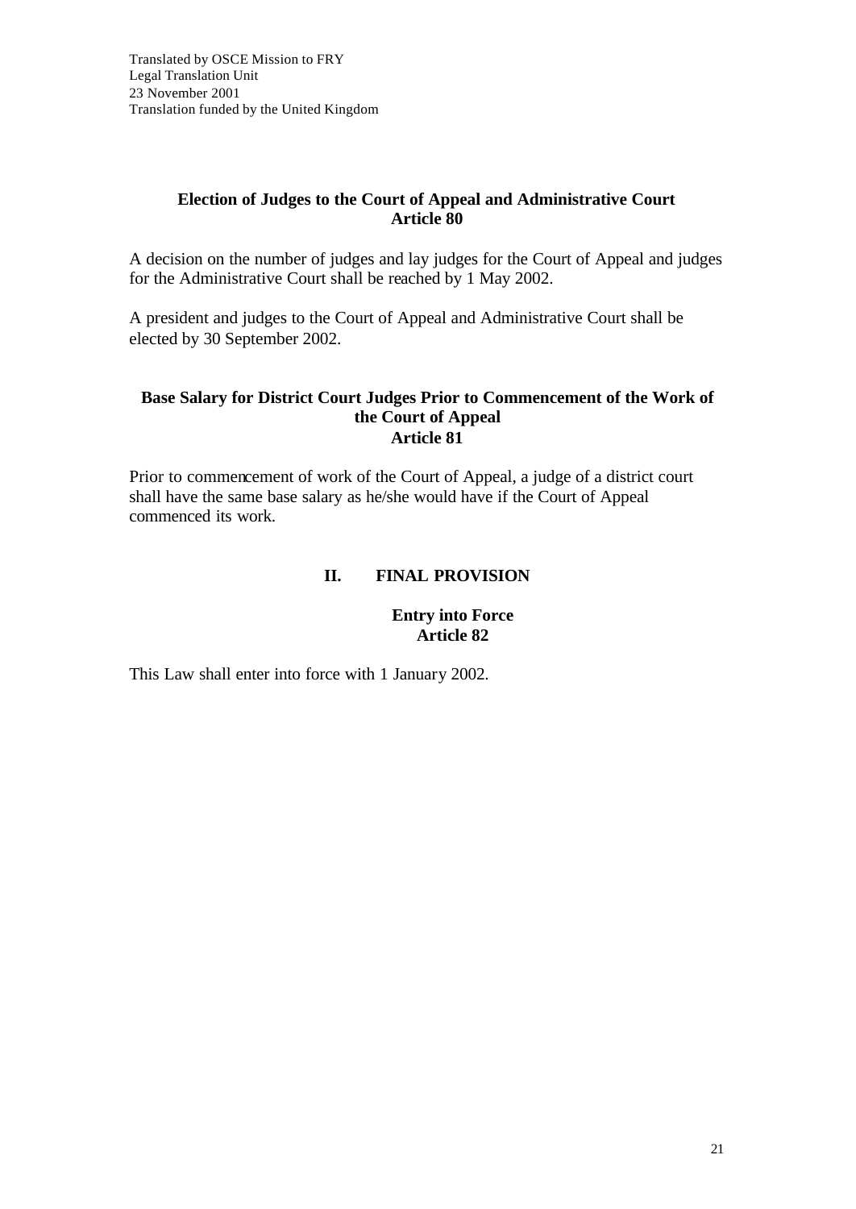Translated by OSCE Mission to FRY
Legal Translation Unit
23 November 2001
Translation funded by the United Kingdom

**Election of Judges to the Court of Appeal and Administrative Court**
**Article 80**

A decision on the number of judges and lay judges for the Court of Appeal and judges for the Administrative Court shall be reached by 1 May 2002.

A president and judges to the Court of Appeal and Administrative Court shall be elected by 30 September 2002.

**Base Salary for District Court Judges Prior to Commencement of the Work of the Court of Appeal**
**Article 81**

Prior to commencement of work of the Court of Appeal, a judge of a district court shall have the same base salary as he/she would have if the Court of Appeal commenced its work.

## II. FINAL PROVISION

**Entry into Force**
**Article 82**

This Law shall enter into force with 1 January 2002.